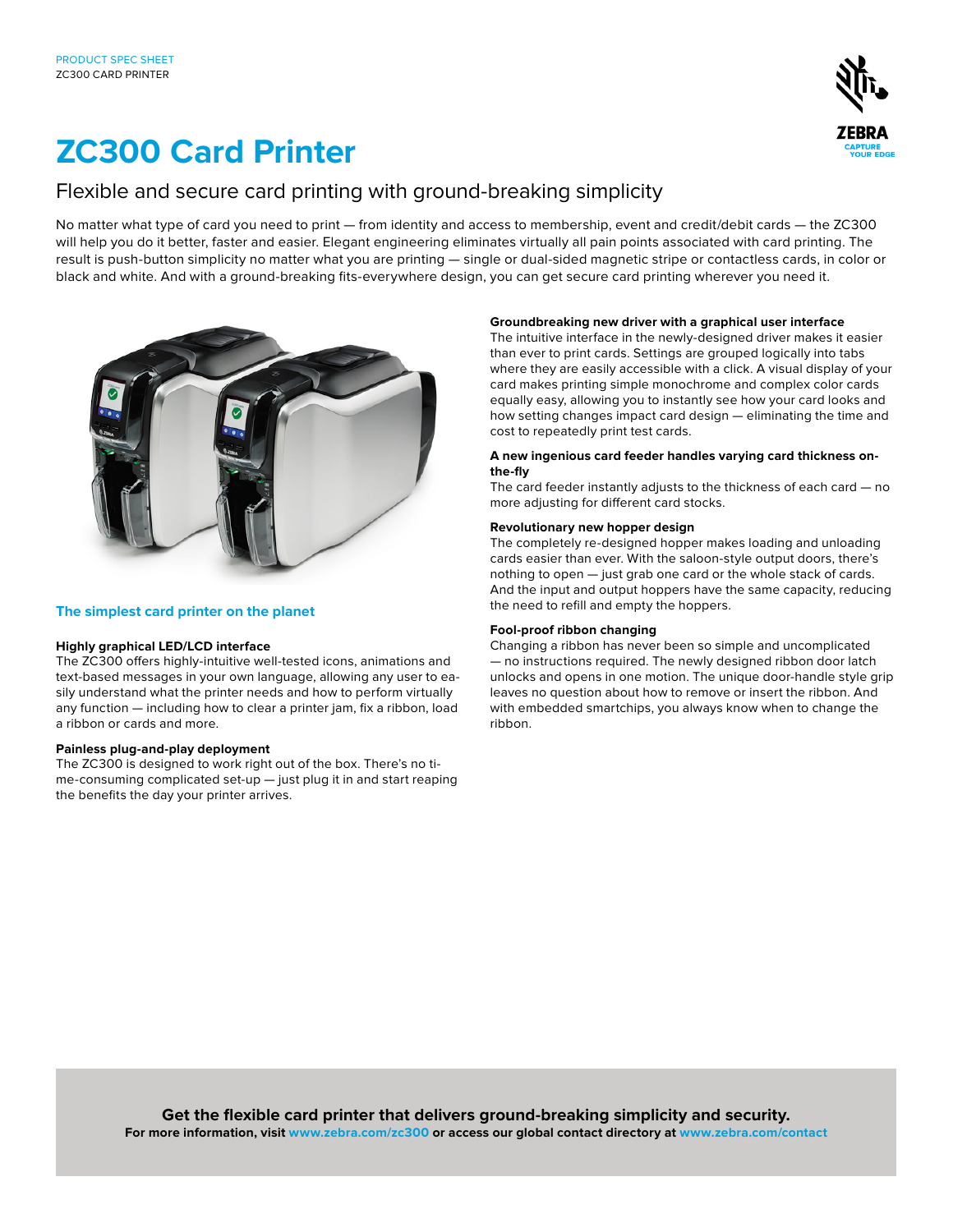PRODUCT SPEC SHEET
ZC300 CARD PRINTER

# ZC300 Card Printer

## Flexible and secure card printing with ground-breaking simplicity

No matter what type of card you need to print — from identity and access to membership, event and credit/debit cards — the ZC300 will help you do it better, faster and easier. Elegant engineering eliminates virtually all pain points associated with card printing. The result is push-button simplicity no matter what you are printing — single or dual-sided magnetic stripe or contactless cards, in color or black and white. And with a ground-breaking fits-everywhere design, you can get secure card printing wherever you need it.

### The simplest card printer on the planet

**Highly graphical LED/LCD interface**
The ZC300 offers highly-intuitive well-tested icons, animations and text-based messages in your own language, allowing any user to easily understand what the printer needs and how to perform virtually any function — including how to clear a printer jam, fix a ribbon, load a ribbon or cards and more.

**Painless plug-and-play deployment**
The ZC300 is designed to work right out of the box. There's no time-consuming complicated set-up — just plug it in and start reaping the benefits the day your printer arrives.

**Groundbreaking new driver with a graphical user interface**
The intuitive interface in the newly-designed driver makes it easier than ever to print cards. Settings are grouped logically into tabs where they are easily accessible with a click. A visual display of your card makes printing simple monochrome and complex color cards equally easy, allowing you to instantly see how your card looks and how setting changes impact card design — eliminating the time and cost to repeatedly print test cards.

**A new ingenious card feeder handles varying card thickness on-the-fly**
The card feeder instantly adjusts to the thickness of each card — no more adjusting for different card stocks.

**Revolutionary new hopper design**
The completely re-designed hopper makes loading and unloading cards easier than ever. With the saloon-style output doors, there's nothing to open — just grab one card or the whole stack of cards. And the input and output hoppers have the same capacity, reducing the need to refill and empty the hoppers.

**Fool-proof ribbon changing**
Changing a ribbon has never been so simple and uncomplicated — no instructions required. The newly designed ribbon door latch unlocks and opens in one motion. The unique door-handle style grip leaves no question about how to remove or insert the ribbon. And with embedded smartchips, you always know when to change the ribbon.

**Get the flexible card printer that delivers ground-breaking simplicity and security.**
**For more information, visit www.zebra.com/zc300 or access our global contact directory at www.zebra.com/contact**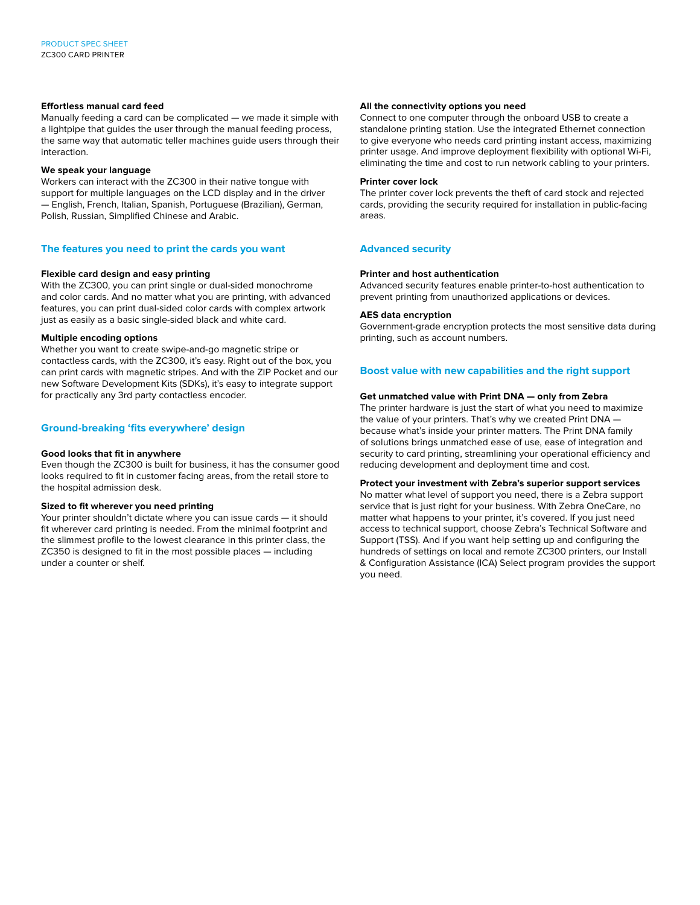### Effortless manual card feed

Manually feeding a card can be complicated — we made it simple with a lightpipe that guides the user through the manual feeding process, the same way that automatic teller machines guide users through their interaction.

### We speak your language

Workers can interact with the ZC300 in their native tongue with support for multiple languages on the LCD display and in the driver — English, French, Italian, Spanish, Portuguese (Brazilian), German, Polish, Russian, Simplified Chinese and Arabic.

## The features you need to print the cards you want

### Flexible card design and easy printing

With the ZC300, you can print single or dual-sided monochrome and color cards. And no matter what you are printing, with advanced features, you can print dual-sided color cards with complex artwork just as easily as a basic single-sided black and white card.

### Multiple encoding options

Whether you want to create swipe-and-go magnetic stripe or contactless cards, with the ZC300, it's easy. Right out of the box, you can print cards with magnetic stripes. And with the ZIP Pocket and our new Software Development Kits (SDKs), it's easy to integrate support for practically any 3rd party contactless encoder.

## Ground-breaking 'fits everywhere' design

### Good looks that fit in anywhere

Even though the ZC300 is built for business, it has the consumer good looks required to fit in customer facing areas, from the retail store to the hospital admission desk.

### Sized to fit wherever you need printing

Your printer shouldn't dictate where you can issue cards — it should fit wherever card printing is needed. From the minimal footprint and the slimmest profile to the lowest clearance in this printer class, the ZC350 is designed to fit in the most possible places — including under a counter or shelf.

### All the connectivity options you need

Connect to one computer through the onboard USB to create a standalone printing station. Use the integrated Ethernet connection to give everyone who needs card printing instant access, maximizing printer usage. And improve deployment flexibility with optional Wi-Fi, eliminating the time and cost to run network cabling to your printers.

### Printer cover lock

The printer cover lock prevents the theft of card stock and rejected cards, providing the security required for installation in public-facing areas.

## Advanced security

### Printer and host authentication

Advanced security features enable printer-to-host authentication to prevent printing from unauthorized applications or devices.

### AES data encryption

Government-grade encryption protects the most sensitive data during printing, such as account numbers.

## Boost value with new capabilities and the right support

### Get unmatched value with Print DNA — only from Zebra

The printer hardware is just the start of what you need to maximize the value of your printers. That's why we created Print DNA — because what's inside your printer matters. The Print DNA family of solutions brings unmatched ease of use, ease of integration and security to card printing, streamlining your operational efficiency and reducing development and deployment time and cost.

### Protect your investment with Zebra's superior support services

No matter what level of support you need, there is a Zebra support service that is just right for your business. With Zebra OneCare, no matter what happens to your printer, it's covered. If you just need access to technical support, choose Zebra's Technical Software and Support (TSS). And if you want help setting up and configuring the hundreds of settings on local and remote ZC300 printers, our Install & Configuration Assistance (ICA) Select program provides the support you need.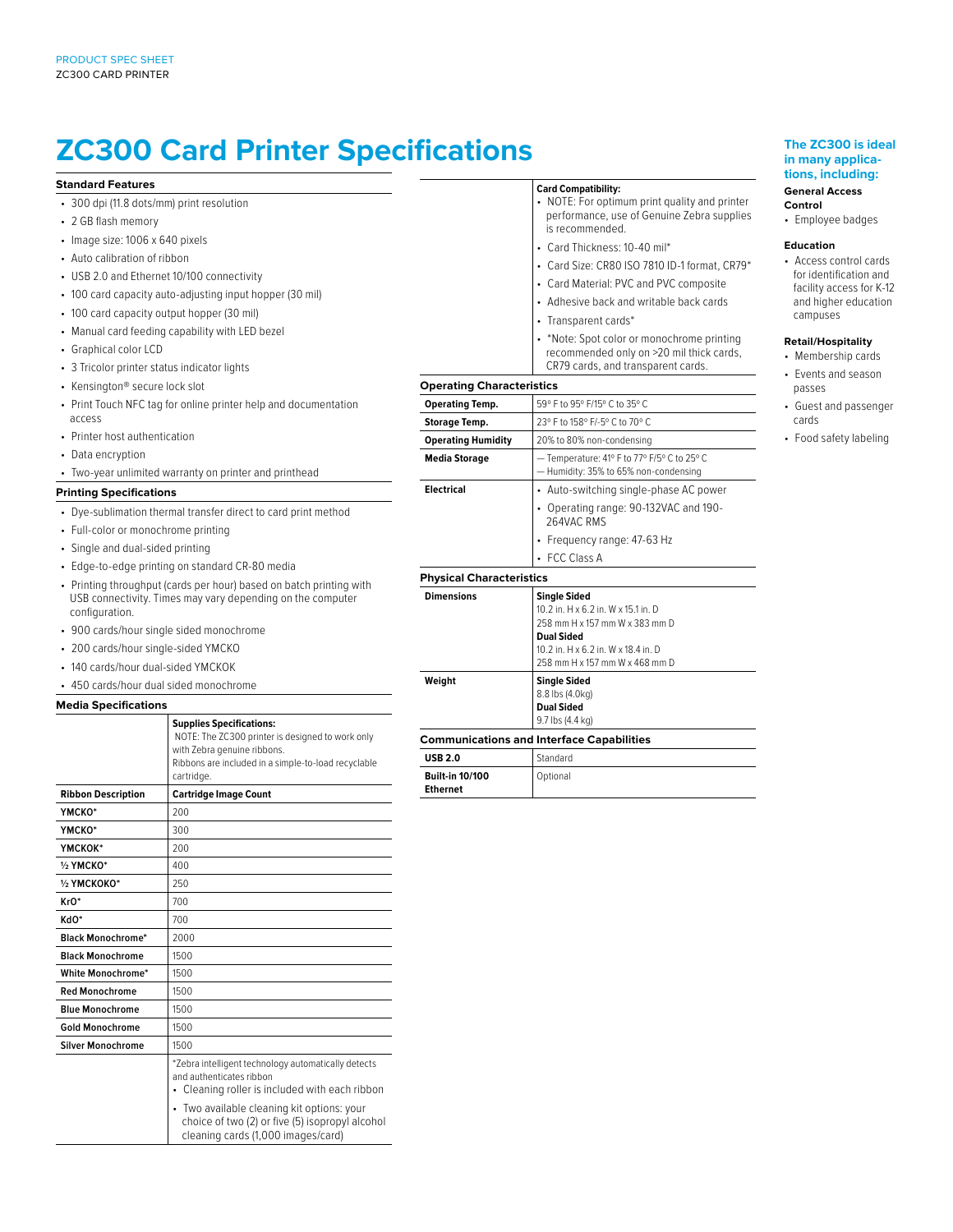# ZC300 Card Printer Specifications

### Standard Features

- 300 dpi (11.8 dots/mm) print resolution
- 2 GB flash memory
- Image size: 1006 x 640 pixels
- Auto calibration of ribbon
- USB 2.0 and Ethernet 10/100 connectivity
- 100 card capacity auto-adjusting input hopper (30 mil)
- 100 card capacity output hopper (30 mil)
- Manual card feeding capability with LED bezel
- Graphical color LCD
- 3 Tricolor printer status indicator lights
- Kensington® secure lock slot
- Print Touch NFC tag for online printer help and documentation access
- Printer host authentication
- Data encryption
- Two-year unlimited warranty on printer and printhead

### Printing Specifications

- Dye-sublimation thermal transfer direct to card print method
- Full-color or monochrome printing
- Single and dual-sided printing
- Edge-to-edge printing on standard CR-80 media
- Printing throughput (cards per hour) based on batch printing with USB connectivity. Times may vary depending on the computer configuration.
- 900 cards/hour single sided monochrome
- 200 cards/hour single-sided YMCKO
- 140 cards/hour dual-sided YMCKOK
- 450 cards/hour dual sided monochrome

### Media Specifications

**Supplies Specifications:**
NOTE: The ZC300 printer is designed to work only with Zebra genuine ribbons.
Ribbons are included in a simple-to-load recyclable cartridge.

| Ribbon Description | Cartridge Image Count |
|---|---|
| YMCKO* | 200 |
| YMCKO* | 300 |
| YMCKOK* | 200 |
| ½ YMCKO* | 400 |
| ½ YMCKOKO* | 250 |
| KrO* | 700 |
| KdO* | 700 |
| Black Monochrome* | 2000 |
| Black Monochrome | 1500 |
| White Monochrome* | 1500 |
| Red Monochrome | 1500 |
| Blue Monochrome | 1500 |
| Gold Monochrome | 1500 |
| Silver Monochrome | 1500 |

*Zebra intelligent technology automatically detects and authenticates ribbon
- Cleaning roller is included with each ribbon
- Two available cleaning kit options: your choice of two (2) or five (5) isopropyl alcohol cleaning cards (1,000 images/card)

**Card Compatibility:**
- NOTE: For optimum print quality and printer performance, use of Genuine Zebra supplies is recommended.
- Card Thickness: 10-40 mil*
- Card Size: CR80 ISO 7810 ID-1 format, CR79*
- Card Material: PVC and PVC composite
- Adhesive back and writable back cards
- Transparent cards*
- *Note: Spot color or monochrome printing recommended only on >20 mil thick cards, CR79 cards, and transparent cards.

### Operating Characteristics

| | |
|---|---|
| **Operating Temp.** | 59° F to 95° F/15° C to 35° C |
| **Storage Temp.** | 23° F to 158° F/-5° C to 70° C |
| **Operating Humidity** | 20% to 80% non-condensing |
| **Media Storage** | — Temperature: 41° F to 77° F/5° C to 25° C<br>— Humidity: 35% to 65% non-condensing |
| **Electrical** | • Auto-switching single-phase AC power<br>• Operating range: 90-132VAC and 190-264VAC RMS<br>• Frequency range: 47-63 Hz<br>• FCC Class A |

### Physical Characteristics

| | |
|---|---|
| **Dimensions** | **Single Sided**<br>10.2 in. H x 6.2 in. W x 15.1 in. D<br>258 mm H x 157 mm W x 383 mm D<br>**Dual Sided**<br>10.2 in. H x 6.2 in. W x 18.4 in. D<br>258 mm H x 157 mm W x 468 mm D |
| **Weight** | **Single Sided**<br>8.8 lbs (4.0kg)<br>**Dual Sided**<br>9.7 lbs (4.4 kg) |

### Communications and Interface Capabilities

| | |
|---|---|
| **USB 2.0** | Standard |
| **Built-in 10/100 Ethernet** | Optional |

### The ZC300 is ideal in many applications, including:

**General Access Control**
- Employee badges

**Education**
- Access control cards for identification and facility access for K-12 and higher education campuses

**Retail/Hospitality**
- Membership cards
- Events and season passes
- Guest and passenger cards
- Food safety labeling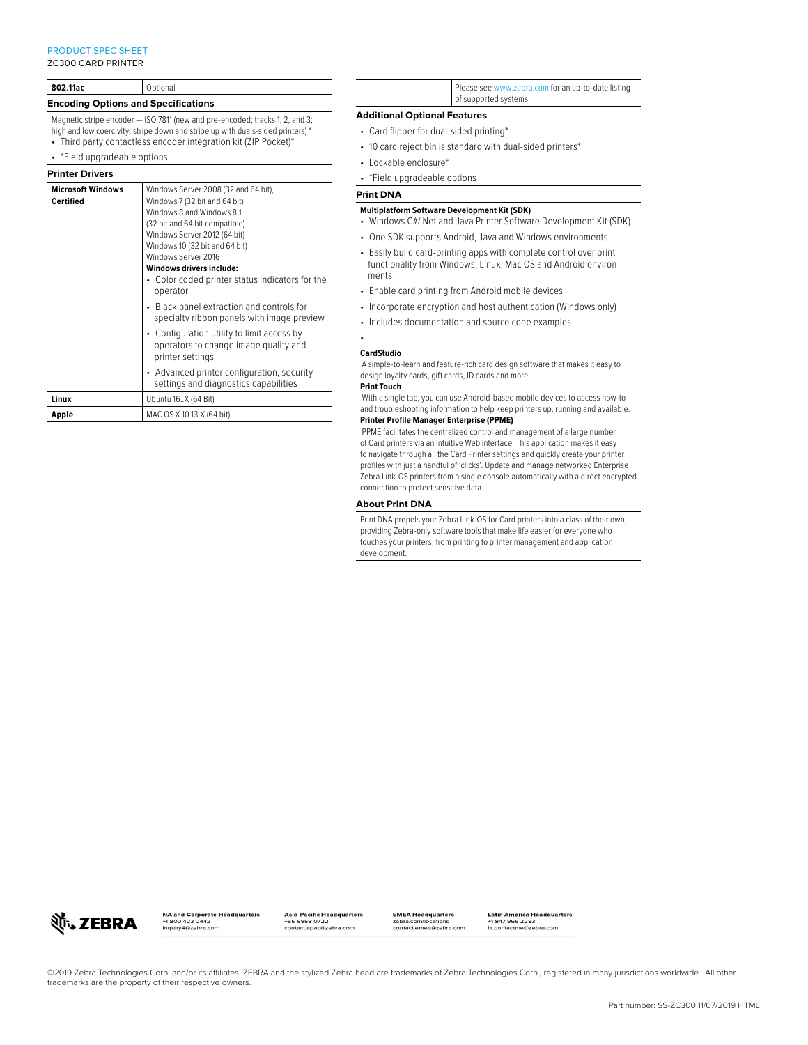| | |
|---|---|
| **802.11ac** | Optional |

## Encoding Options and Specifications

Magnetic stripe encoder — ISO 7811 (new and pre-encoded; tracks 1, 2, and 3; high and low coercivity; stripe down and stripe up with duals-sided printers) *

- Third party contactless encoder integration kit (ZIP Pocket)*
- *Field upgradeable options

## Printer Drivers

| | |
|---|---|
| **Microsoft Windows Certified** | Windows Server 2008 (32 and 64 bit), Windows 7 (32 bit and 64 bit) Windows 8 and Windows 8.1 (32 bit and 64 bit compatible) Windows Server 2012 (64 bit) Windows 10 (32 bit and 64 bit) Windows Server 2016 **Windows drivers include:** • Color coded printer status indicators for the operator • Black panel extraction and controls for specialty ribbon panels with image preview • Configuration utility to limit access by operators to change image quality and printer settings • Advanced printer configuration, security settings and diagnostics capabilities |
| **Linux** | Ubuntu 16..X (64 Bit) |
| **Apple** | MAC OS X 10.13.X (64 bit) |
| | Please see www.zebra.com for an up-to-date listing of supported systems. |

## Additional Optional Features

- Card flipper for dual-sided printing*
- 10 card reject bin is standard with dual-sided printers*
- Lockable enclosure*
- *Field upgradeable options

## Print DNA

**Multiplatform Software Development Kit (SDK)**

- Windows C#/.Net and Java Printer Software Development Kit (SDK)
- One SDK supports Android, Java and Windows environments
- Easily build card-printing apps with complete control over print functionality from Windows, Linux, Mac OS and Android environments
- Enable card printing from Android mobile devices
- Incorporate encryption and host authentication (Windows only)
- Includes documentation and source code examples

**CardStudio**

A simple-to-learn and feature-rich card design software that makes it easy to design loyalty cards, gift cards, ID cards and more.

**Print Touch**

With a single tap, you can use Android-based mobile devices to access how-to and troubleshooting information to help keep printers up, running and available.

**Printer Profile Manager Enterprise (PPME)**

PPME facilitates the centralized control and management of a large number of Card printers via an intuitive Web interface. This application makes it easy to navigate through all the Card Printer settings and quickly create your printer profiles with just a handful of 'clicks'. Update and manage networked Enterprise Zebra Link-OS printers from a single console automatically with a direct encrypted connection to protect sensitive data.

## About Print DNA

Print DNA propels your Zebra Link-OS for Card printers into a class of their own, providing Zebra-only software tools that make life easier for everyone who touches your printers, from printing to printer management and application development.

**NA and Corporate Headquarters**
+1 800 423 0442
inquiry4@zebra.com

**Asia-Pacific Headquarters**
+65 6858 0722
contact.apac@zebra.com

**EMEA Headquarters**
zebra.com/locations
contact.emea@zebra.com

**Latin America Headquarters**
+1 847 955 2283
la.contactme@zebra.com

©2019 Zebra Technologies Corp. and/or its affiliates. ZEBRA and the stylized Zebra head are trademarks of Zebra Technologies Corp., registered in many jurisdictions worldwide. All other trademarks are the property of their respective owners.

Part number: SS-ZC300 11/07/2019 HTML